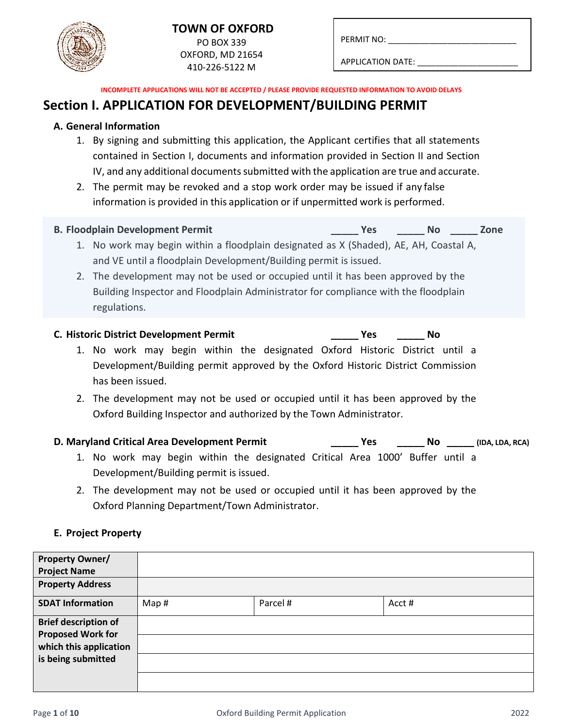**TOWN OF OXFORD**
PO BOX 339
OXFORD, MD 21654
410-226-5122 M

PERMIT NO: ___________________________

APPLICATION DATE: _____________________

**INCOMPLETE APPLICATIONS WILL NOT BE ACCEPTED / PLEASE PROVIDE REQUESTED INFORMATION TO AVOID DELAYS**

# Section I. APPLICATION FOR DEVELOPMENT/BUILDING PERMIT

## A. General Information

1. By signing and submitting this application, the Applicant certifies that all statements contained in Section I, documents and information provided in Section II and Section IV, and any additional documents submitted with the application are true and accurate.
2. The permit may be revoked and a stop work order may be issued if any false information is provided in this application or if unpermitted work is performed.

## B. Floodplain Development Permit _____ Yes _____ No _____ Zone

1. No work may begin within a floodplain designated as X (Shaded), AE, AH, Coastal A, and VE until a floodplain Development/Building permit is issued.
2. The development may not be used or occupied until it has been approved by the Building Inspector and Floodplain Administrator for compliance with the floodplain regulations.

## C. Historic District Development Permit _____ Yes _____ No

1. No work may begin within the designated Oxford Historic District until a Development/Building permit approved by the Oxford Historic District Commission has been issued.
2. The development may not be used or occupied until it has been approved by the Oxford Building Inspector and authorized by the Town Administrator.

## D. Maryland Critical Area Development Permit _____ Yes _____ No _____ (IDA, LDA, RCA)

1. No work may begin within the designated Critical Area 1000' Buffer until a Development/Building permit is issued.
2. The development may not be used or occupied until it has been approved by the Oxford Planning Department/Town Administrator.

## E. Project Property

| **Property Owner/ Project Name** | | | |
|---|---|---|---|
| **Property Address** | | | |
| **SDAT Information** | Map # | Parcel # | Acct # |
| **Brief description of Proposed Work for which this application is being submitted** | | | |
| | | | |
| | | | |
| | | | |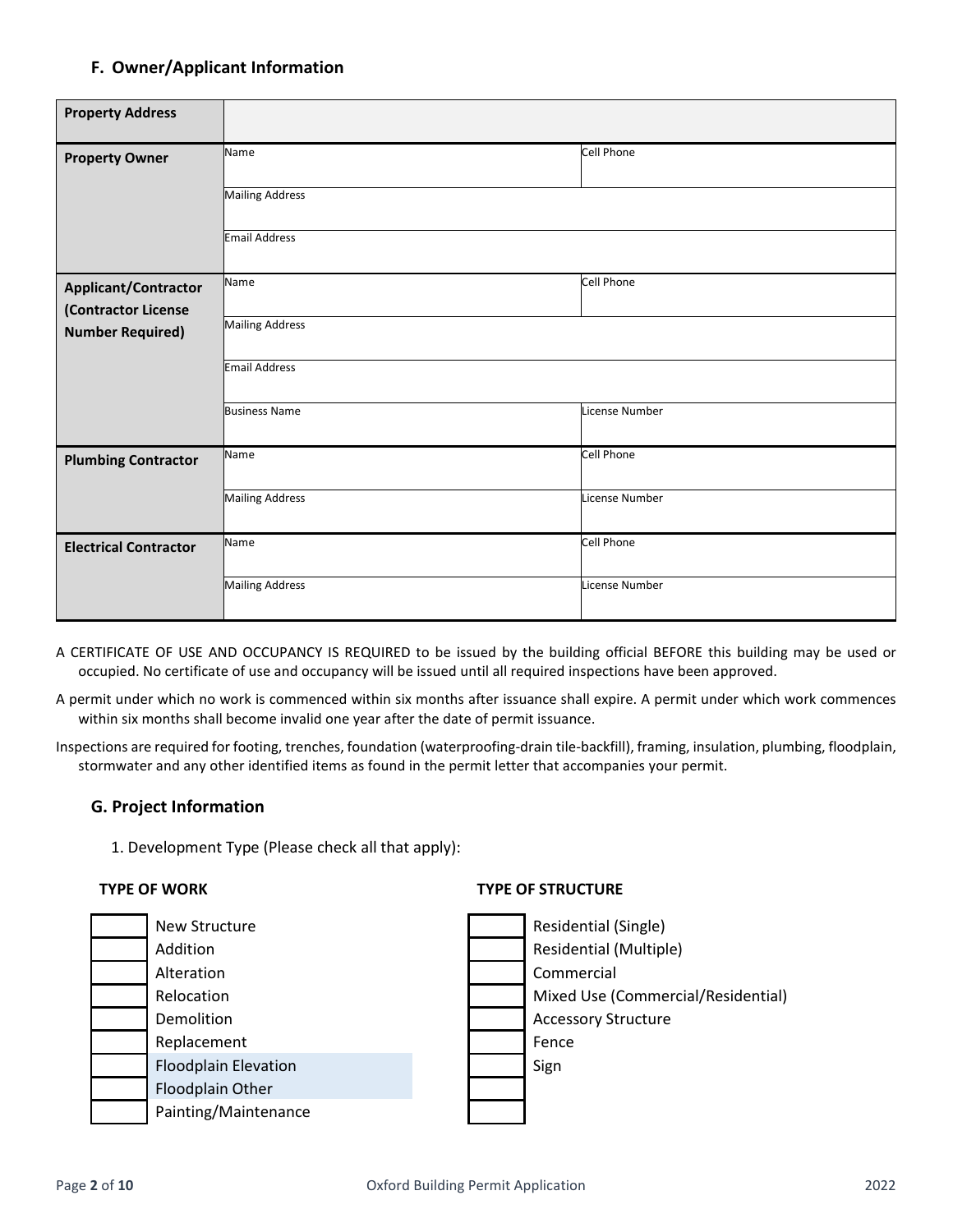## F. Owner/Applicant Information

| | | |
|---|---|---|
| **Property Address** | | |
| **Property Owner** | Name | Cell Phone |
| | Mailing Address | |
| | Email Address | |
| **Applicant/Contractor (Contractor License Number Required)** | Name | Cell Phone |
| | Mailing Address | |
| | Email Address | |
| | Business Name | License Number |
| **Plumbing Contractor** | Name | Cell Phone |
| | Mailing Address | License Number |
| **Electrical Contractor** | Name | Cell Phone |
| | Mailing Address | License Number |

A CERTIFICATE OF USE AND OCCUPANCY IS REQUIRED to be issued by the building official BEFORE this building may be used or occupied. No certificate of use and occupancy will be issued until all required inspections have been approved.

A permit under which no work is commenced within six months after issuance shall expire. A permit under which work commences within six months shall become invalid one year after the date of permit issuance.

Inspections are required for footing, trenches, foundation (waterproofing-drain tile-backfill), framing, insulation, plumbing, floodplain, stormwater and any other identified items as found in the permit letter that accompanies your permit.

## G. Project Information

1. Development Type (Please check all that apply):

| | TYPE OF WORK | | TYPE OF STRUCTURE |
|---|---|---|---|
| | New Structure | | Residential (Single) |
| | Addition | | Residential (Multiple) |
| | Alteration | | Commercial |
| | Relocation | | Mixed Use (Commercial/Residential) |
| | Demolition | | Accessory Structure |
| | Replacement | | Fence |
| | Floodplain Elevation | | Sign |
| | Floodplain Other | | |
| | Painting/Maintenance | | |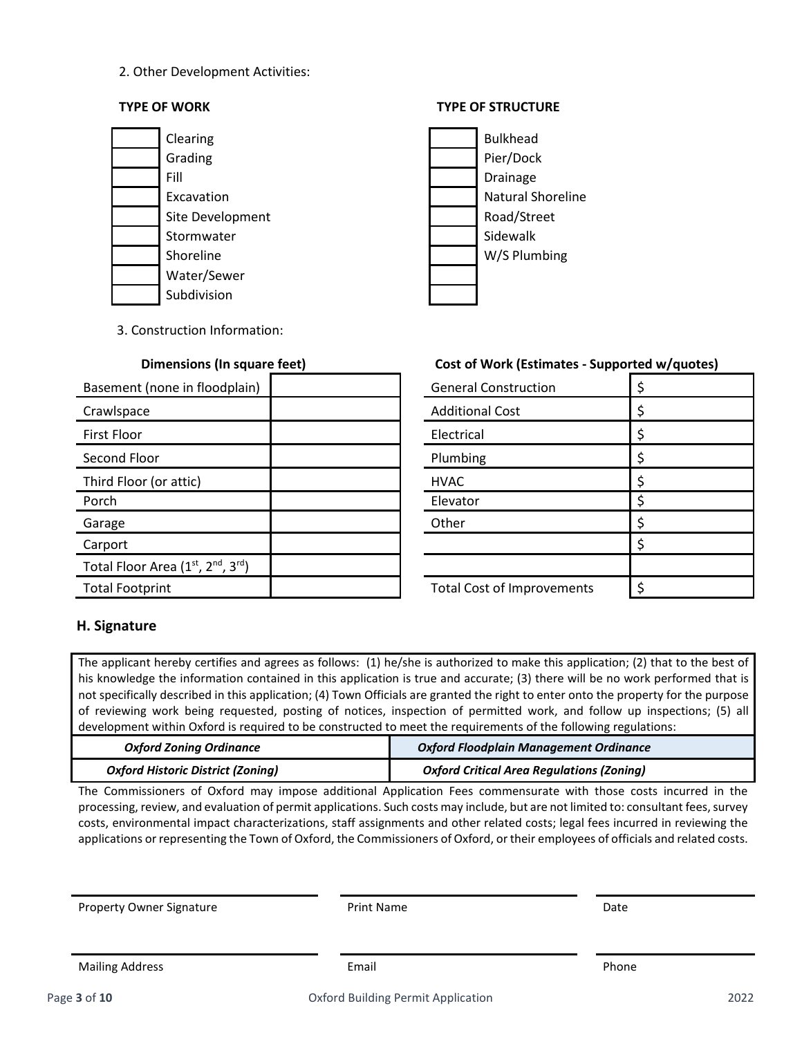2. Other Development Activities:

| TYPE OF WORK | |
|---|---|
| | Clearing |
| | Grading |
| | Fill |
| | Excavation |
| | Site Development |
| | Stormwater |
| | Shoreline |
| | Water/Sewer |
| | Subdivision |

| TYPE OF STRUCTURE | |
|---|---|
| | Bulkhead |
| | Pier/Dock |
| | Drainage |
| | Natural Shoreline |
| | Road/Street |
| | Sidewalk |
| | W/S Plumbing |
| | |
| | |

3. Construction Information:

| Dimensions (In square feet) | |
|---|---|
| Basement (none in floodplain) | |
| Crawlspace | |
| First Floor | |
| Second Floor | |
| Third Floor (or attic) | |
| Porch | |
| Garage | |
| Carport | |
| Total Floor Area (1st, 2nd, 3rd) | |
| Total Footprint | |

| Cost of Work (Estimates - Supported w/quotes) | |
|---|---|
| General Construction | $ |
| Additional Cost | $ |
| Electrical | $ |
| Plumbing | $ |
| HVAC | $ |
| Elevator | $ |
| Other | $ |
| | $ |
| | |
| Total Cost of Improvements | $ |

## H. Signature

The applicant hereby certifies and agrees as follows: (1) he/she is authorized to make this application; (2) that to the best of his knowledge the information contained in this application is true and accurate; (3) there will be no work performed that is not specifically described in this application; (4) Town Officials are granted the right to enter onto the property for the purpose of reviewing work being requested, posting of notices, inspection of permitted work, and follow up inspections; (5) all development within Oxford is required to be constructed to meet the requirements of the following regulations:

| *Oxford Zoning Ordinance* | *Oxford Floodplain Management Ordinance* |
|---|---|
| *Oxford Historic District (Zoning)* | *Oxford Critical Area Regulations (Zoning)* |

The Commissioners of Oxford may impose additional Application Fees commensurate with those costs incurred in the processing, review, and evaluation of permit applications. Such costs may include, but are not limited to: consultant fees, survey costs, environmental impact characterizations, staff assignments and other related costs; legal fees incurred in reviewing the applications or representing the Town of Oxford, the Commissioners of Oxford, or their employees of officials and related costs.

| Property Owner Signature | Print Name | Date |
|---|---|---|
| Mailing Address | Email | Phone |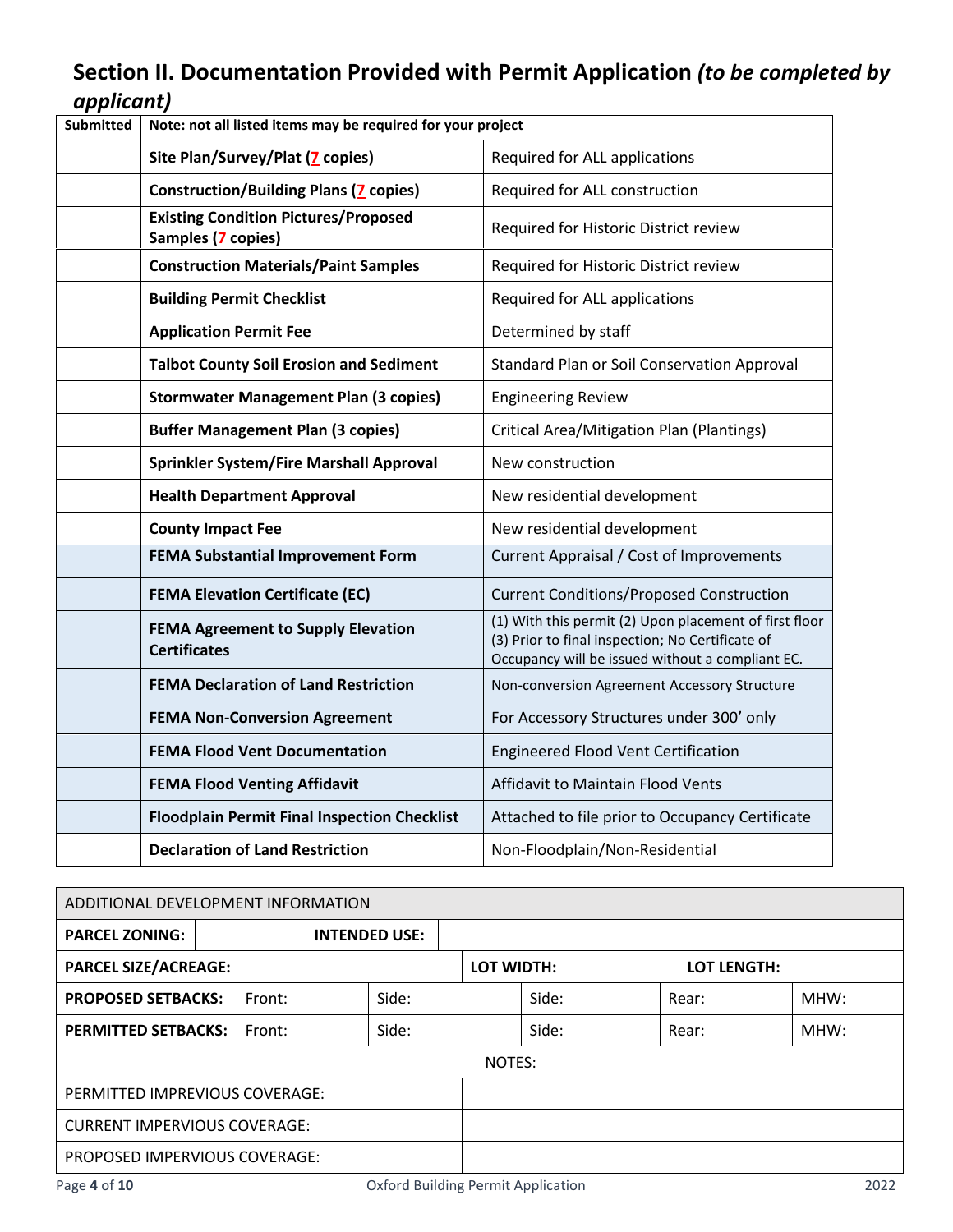## Section II. Documentation Provided with Permit Application *(to be completed by applicant)*

| Submitted | Note: not all listed items may be required for your project | |
|---|---|---|
| | **Site Plan/Survey/Plat (7 copies)** | Required for ALL applications |
| | **Construction/Building Plans (7 copies)** | Required for ALL construction |
| | **Existing Condition Pictures/Proposed Samples (7 copies)** | Required for Historic District review |
| | **Construction Materials/Paint Samples** | Required for Historic District review |
| | **Building Permit Checklist** | Required for ALL applications |
| | **Application Permit Fee** | Determined by staff |
| | **Talbot County Soil Erosion and Sediment** | Standard Plan or Soil Conservation Approval |
| | **Stormwater Management Plan (3 copies)** | Engineering Review |
| | **Buffer Management Plan (3 copies)** | Critical Area/Mitigation Plan (Plantings) |
| | **Sprinkler System/Fire Marshall Approval** | New construction |
| | **Health Department Approval** | New residential development |
| | **County Impact Fee** | New residential development |
| | **FEMA Substantial Improvement Form** | Current Appraisal / Cost of Improvements |
| | **FEMA Elevation Certificate (EC)** | Current Conditions/Proposed Construction |
| | **FEMA Agreement to Supply Elevation Certificates** | (1) With this permit (2) Upon placement of first floor (3) Prior to final inspection; No Certificate of Occupancy will be issued without a compliant EC. |
| | **FEMA Declaration of Land Restriction** | Non-conversion Agreement Accessory Structure |
| | **FEMA Non-Conversion Agreement** | For Accessory Structures under 300' only |
| | **FEMA Flood Vent Documentation** | Engineered Flood Vent Certification |
| | **FEMA Flood Venting Affidavit** | Affidavit to Maintain Flood Vents |
| | **Floodplain Permit Final Inspection Checklist** | Attached to file prior to Occupancy Certificate |
| | **Declaration of Land Restriction** | Non-Floodplain/Non-Residential |

| ADDITIONAL DEVELOPMENT INFORMATION | | | | | |
|---|---|---|---|---|---|
| **PARCEL ZONING:** | | **INTENDED USE:** | | | |
| **PARCEL SIZE/ACREAGE:** | | | **LOT WIDTH:** | **LOT LENGTH:** | |
| **PROPOSED SETBACKS:** | Front: | Side: | Side: | Rear: | MHW: |
| **PERMITTED SETBACKS:** | Front: | Side: | Side: | Rear: | MHW: |
| NOTES: | | | | | |
| PERMITTED IMPREVIOUS COVERAGE: | | | | | |
| CURRENT IMPERVIOUS COVERAGE: | | | | | |
| PROPOSED IMPERVIOUS COVERAGE: | | | | | |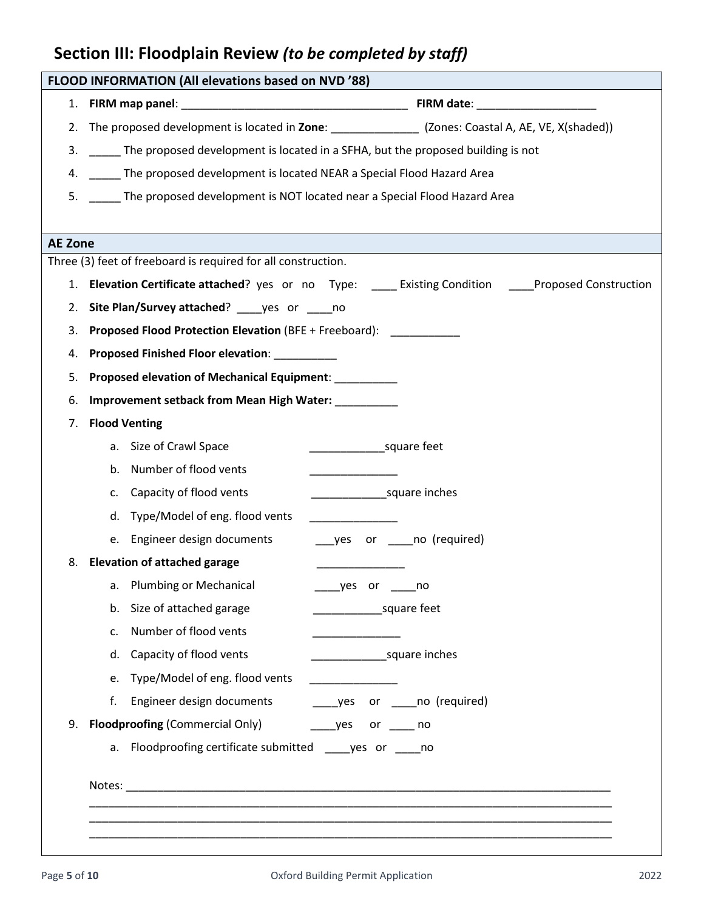## Section III: Floodplain Review *(to be completed by staff)*

**FLOOD INFORMATION (All elevations based on NVD '88)**

1. **FIRM map panel**: ____________________________________ **FIRM date**: ___________________
2. The proposed development is located in **Zone**: ______________ (Zones: Coastal A, AE, VE, X(shaded))
3. _____ The proposed development is located in a SFHA, but the proposed building is not
4. _____ The proposed development is located NEAR a Special Flood Hazard Area
5. _____ The proposed development is NOT located near a Special Flood Hazard Area

**AE Zone**

Three (3) feet of freeboard is required for all construction.

1. **Elevation Certificate attached**? yes or no Type: ____ Existing Condition ____Proposed Construction
2. **Site Plan/Survey attached**? ____yes or ____no
3. **Proposed Flood Protection Elevation** (BFE + Freeboard): ___________
4. **Proposed Finished Floor elevation**: __________
5. **Proposed elevation of Mechanical Equipment**: __________
6. **Improvement setback from Mean High Water:** __________
7. **Flood Venting**
   a. Size of Crawl Space ____________square feet
   b. Number of flood vents ______________
   c. Capacity of flood vents ____________square inches
   d. Type/Model of eng. flood vents ______________
   e. Engineer design documents ___yes or ____no (required)
8. **Elevation of attached garage** ______________
   a. Plumbing or Mechanical ____yes or ____no
   b. Size of attached garage ___________square feet
   c. Number of flood vents ______________
   d. Capacity of flood vents ____________square inches
   e. Type/Model of eng. flood vents ______________
   f. Engineer design documents ____yes or ____no (required)
9. **Floodproofing** (Commercial Only) ____yes or ____ no
   a. Floodproofing certificate submitted ____yes or ____no

Notes: ______________________________________________________________________________
______________________________________________________________________________
______________________________________________________________________________
______________________________________________________________________________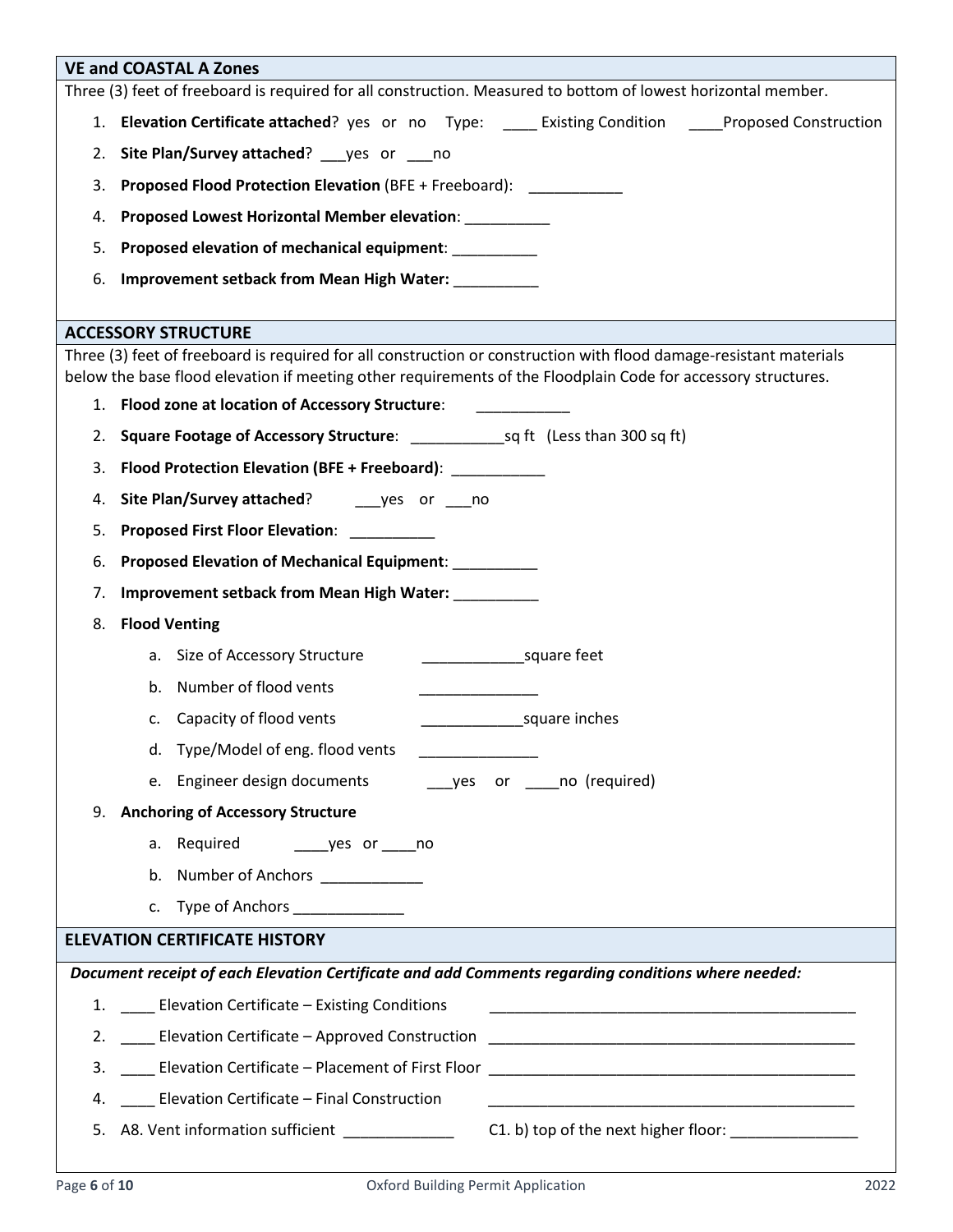## VE and COASTAL A Zones

Three (3) feet of freeboard is required for all construction. Measured to bottom of lowest horizontal member.

1. **Elevation Certificate attached**? yes or no Type: ____ Existing Condition ____Proposed Construction
2. **Site Plan/Survey attached**? ___yes or ___no
3. **Proposed Flood Protection Elevation** (BFE + Freeboard): ___________
4. **Proposed Lowest Horizontal Member elevation**: __________
5. **Proposed elevation of mechanical equipment**: __________
6. **Improvement setback from Mean High Water:** __________

## ACCESSORY STRUCTURE

Three (3) feet of freeboard is required for all construction or construction with flood damage-resistant materials below the base flood elevation if meeting other requirements of the Floodplain Code for accessory structures.

1. **Flood zone at location of Accessory Structure**: ___________
2. **Square Footage of Accessory Structure**: ___________sq ft (Less than 300 sq ft)
3. **Flood Protection Elevation (BFE + Freeboard)**: ___________
4. **Site Plan/Survey attached**? ___yes or ___no
5. **Proposed First Floor Elevation**: __________
6. **Proposed Elevation of Mechanical Equipment**: __________
7. **Improvement setback from Mean High Water:** __________
8. **Flood Venting**
   a. Size of Accessory Structure ____________square feet
   b. Number of flood vents ______________
   c. Capacity of flood vents ____________square inches
   d. Type/Model of eng. flood vents ______________
   e. Engineer design documents ___yes or ____no (required)
9. **Anchoring of Accessory Structure**
   a. Required ____yes or ____no
   b. Number of Anchors ____________
   c. Type of Anchors _____________

## ELEVATION CERTIFICATE HISTORY

***Document receipt of each Elevation Certificate and add Comments regarding conditions where needed:***

1. ____ Elevation Certificate – Existing Conditions _____________________________________________
2. ____ Elevation Certificate – Approved Construction _____________________________________________
3. ____ Elevation Certificate – Placement of First Floor _____________________________________________
4. ____ Elevation Certificate – Final Construction _____________________________________________
5. A8. Vent information sufficient _____________ C1. b) top of the next higher floor: _______________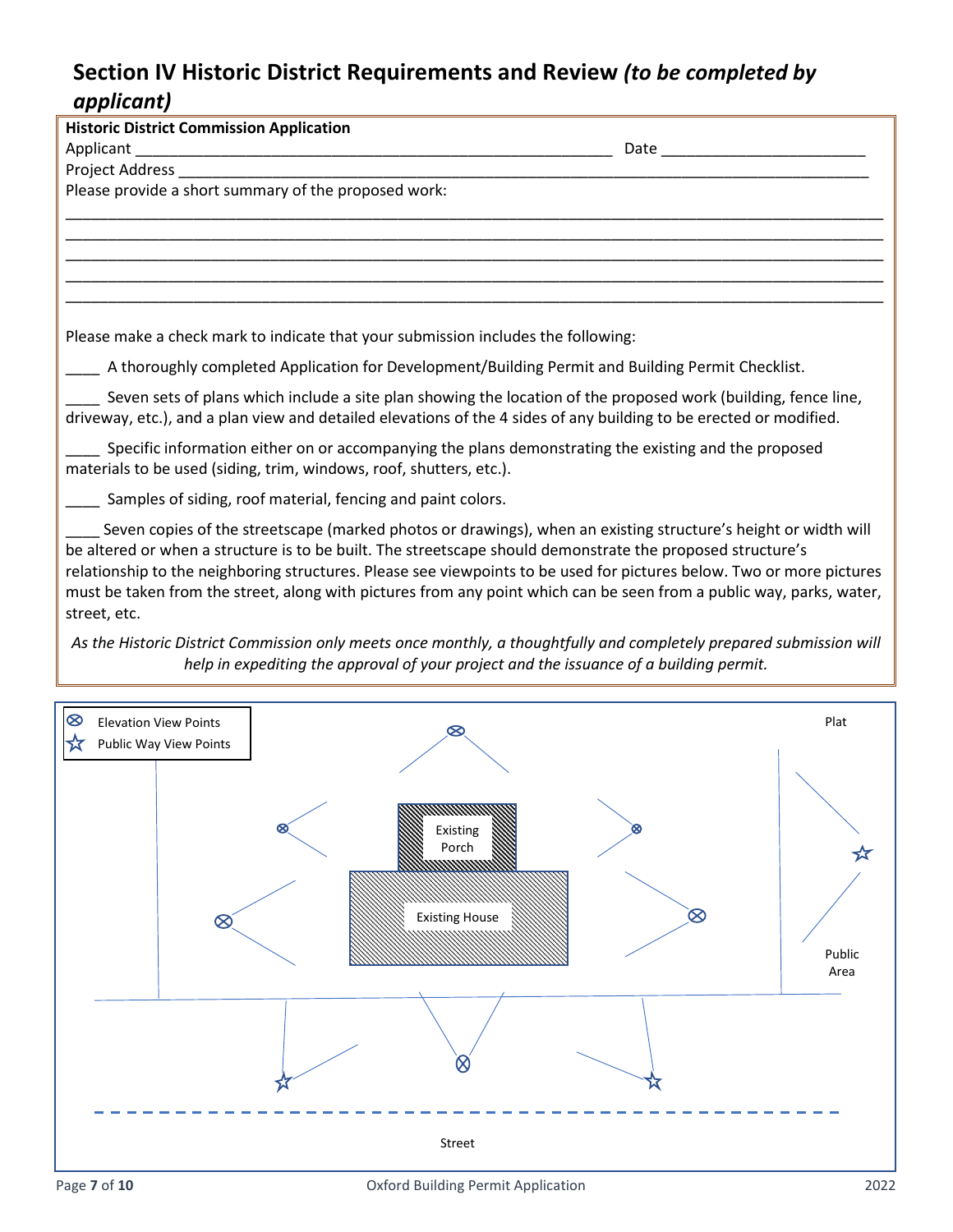## Section IV Historic District Requirements and Review *(to be completed by applicant)*

**Historic District Commission Application**

Applicant ________________________________________________________ Date _______________________

Project Address ________________________________________________________________________________

Please provide a short summary of the proposed work:

______________________________________________________________________________________________

______________________________________________________________________________________________

______________________________________________________________________________________________

______________________________________________________________________________________________

______________________________________________________________________________________________

Please make a check mark to indicate that your submission includes the following:

____ A thoroughly completed Application for Development/Building Permit and Building Permit Checklist.

____ Seven sets of plans which include a site plan showing the location of the proposed work (building, fence line, driveway, etc.), and a plan view and detailed elevations of the 4 sides of any building to be erected or modified.

____ Specific information either on or accompanying the plans demonstrating the existing and the proposed materials to be used (siding, trim, windows, roof, shutters, etc.).

____ Samples of siding, roof material, fencing and paint colors.

____ Seven copies of the streetscape (marked photos or drawings), when an existing structure's height or width will be altered or when a structure is to be built. The streetscape should demonstrate the proposed structure's relationship to the neighboring structures. Please see viewpoints to be used for pictures below. Two or more pictures must be taken from the street, along with pictures from any point which can be seen from a public way, parks, water, street, etc.

*As the Historic District Commission only meets once monthly, a thoughtfully and completely prepared submission will help in expediting the approval of your project and the issuance of a building permit.*

⊗ Elevation View Points
☆ Public Way View Points

Plat

Existing Porch

Existing House

Public Area

Street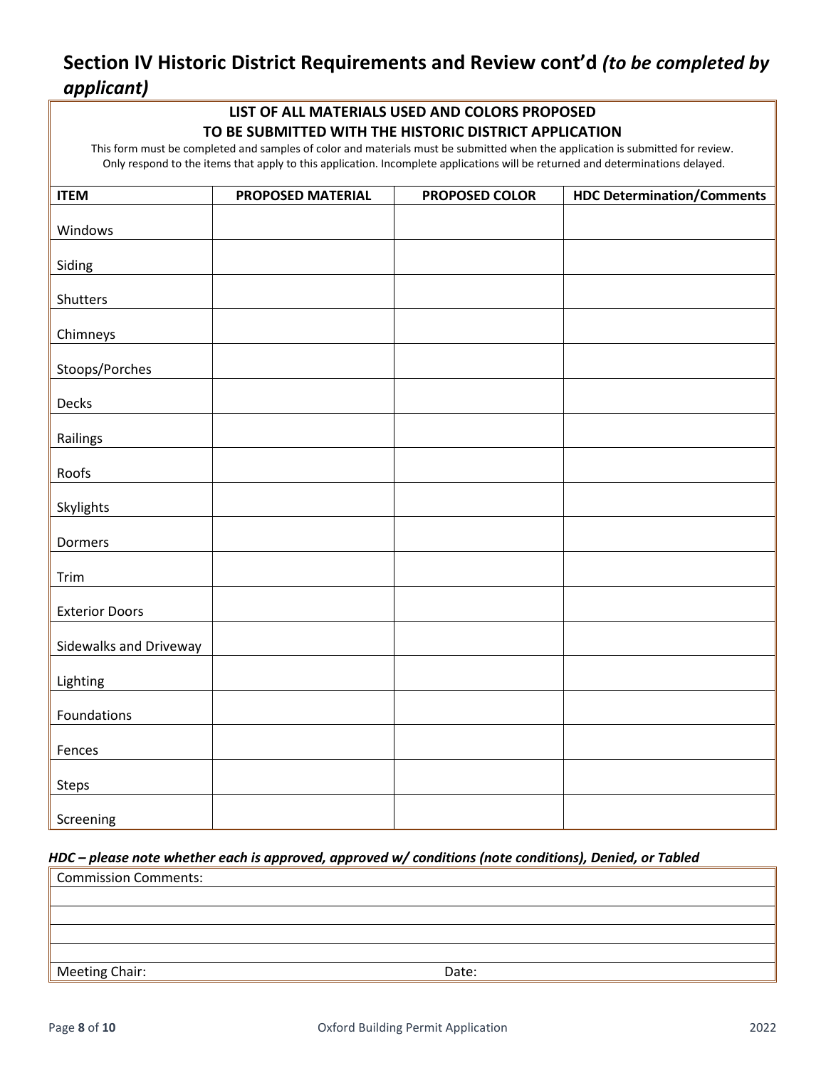## Section IV Historic District Requirements and Review cont'd *(to be completed by applicant)*

**LIST OF ALL MATERIALS USED AND COLORS PROPOSED**
**TO BE SUBMITTED WITH THE HISTORIC DISTRICT APPLICATION**

This form must be completed and samples of color and materials must be submitted when the application is submitted for review. Only respond to the items that apply to this application. Incomplete applications will be returned and determinations delayed.

| ITEM | PROPOSED MATERIAL | PROPOSED COLOR | HDC Determination/Comments |
|---|---|---|---|
| Windows | | | |
| Siding | | | |
| Shutters | | | |
| Chimneys | | | |
| Stoops/Porches | | | |
| Decks | | | |
| Railings | | | |
| Roofs | | | |
| Skylights | | | |
| Dormers | | | |
| Trim | | | |
| Exterior Doors | | | |
| Sidewalks and Driveway | | | |
| Lighting | | | |
| Foundations | | | |
| Fences | | | |
| Steps | | | |
| Screening | | | |

***HDC – please note whether each is approved, approved w/ conditions (note conditions), Denied, or Tabled***

| Commission Comments: | |
|---|---|
| | |
| | |
| | |
| | |
| Meeting Chair: | Date: |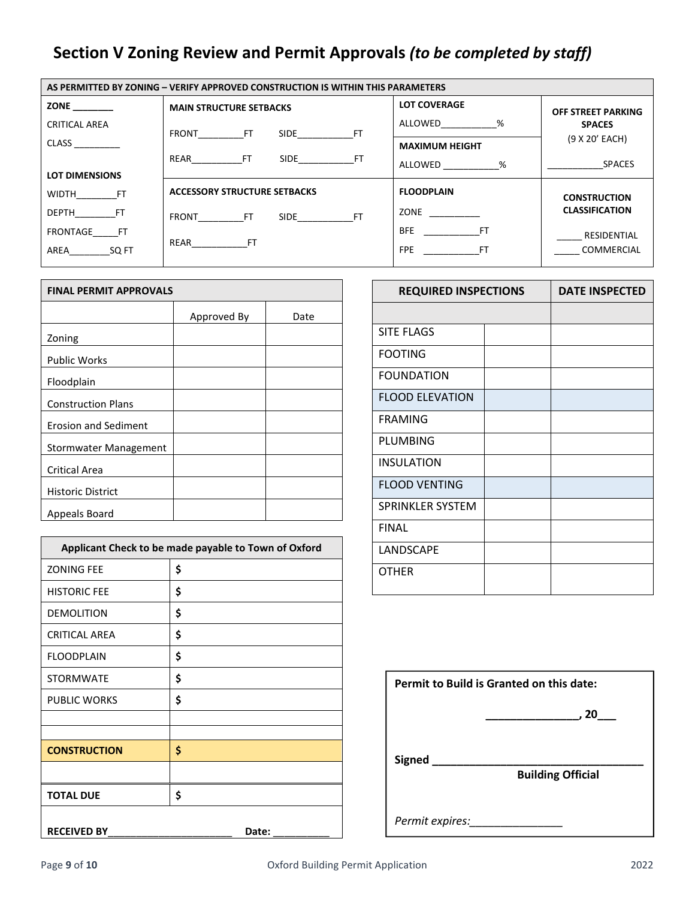## Section V Zoning Review and Permit Approvals *(to be completed by staff)*

| AS PERMITTED BY ZONING – VERIFY APPROVED CONSTRUCTION IS WITHIN THIS PARAMETERS | | | |
|---|---|---|---|
| **ZONE** ________<br>CRITICAL AREA<br>CLASS _________ | **MAIN STRUCTURE SETBACKS**<br>FRONT_________FT SIDE___________FT<br>REAR__________FT SIDE___________FT | **LOT COVERAGE**<br>ALLOWED___________%<br>**MAXIMUM HEIGHT**<br>ALLOWED ___________% | **OFF STREET PARKING SPACES**<br>(9 X 20' EACH)<br>___________SPACES |
| **LOT DIMENSIONS**<br>WIDTH________FT<br>DEPTH________FT<br>FRONTAGE_____FT<br>AREA________SQ FT | **ACCESSORY STRUCTURE SETBACKS**<br>FRONT_________FT SIDE___________FT<br>REAR___________FT | **FLOODPLAIN**<br>ZONE __________<br>BFE ___________FT<br>FPE ___________FT | **CONSTRUCTION CLASSIFICATION**<br>_____ RESIDENTIAL<br>_____ COMMERCIAL |

| FINAL PERMIT APPROVALS | | |
|---|---|---|
| | Approved By | Date |
| Zoning | | |
| Public Works | | |
| Floodplain | | |
| Construction Plans | | |
| Erosion and Sediment | | |
| Stormwater Management | | |
| Critical Area | | |
| Historic District | | |
| Appeals Board | | |

| REQUIRED INSPECTIONS | | DATE INSPECTED |
|---|---|---|
| | | |
| SITE FLAGS | | |
| FOOTING | | |
| FOUNDATION | | |
| FLOOD ELEVATION | | |
| FRAMING | | |
| PLUMBING | | |
| INSULATION | | |
| FLOOD VENTING | | |
| SPRINKLER SYSTEM | | |
| FINAL | | |
| LANDSCAPE | | |
| OTHER | | |

| Applicant Check to be made payable to Town of Oxford | |
|---|---|
| ZONING FEE | $ |
| HISTORIC FEE | $ |
| DEMOLITION | $ |
| CRITICAL AREA | $ |
| FLOODPLAIN | $ |
| STORMWATE | $ |
| PUBLIC WORKS | $ |
| | |
| | |
| **CONSTRUCTION** | $ |
| | |
| **TOTAL DUE** | $ |

**RECEIVED BY**______________________ **Date:** __________

**Permit to Build is Granted on this date:**

**_______________, 20___**

**Signed** ___________________________________
**Building Official**

*Permit expires:*_______________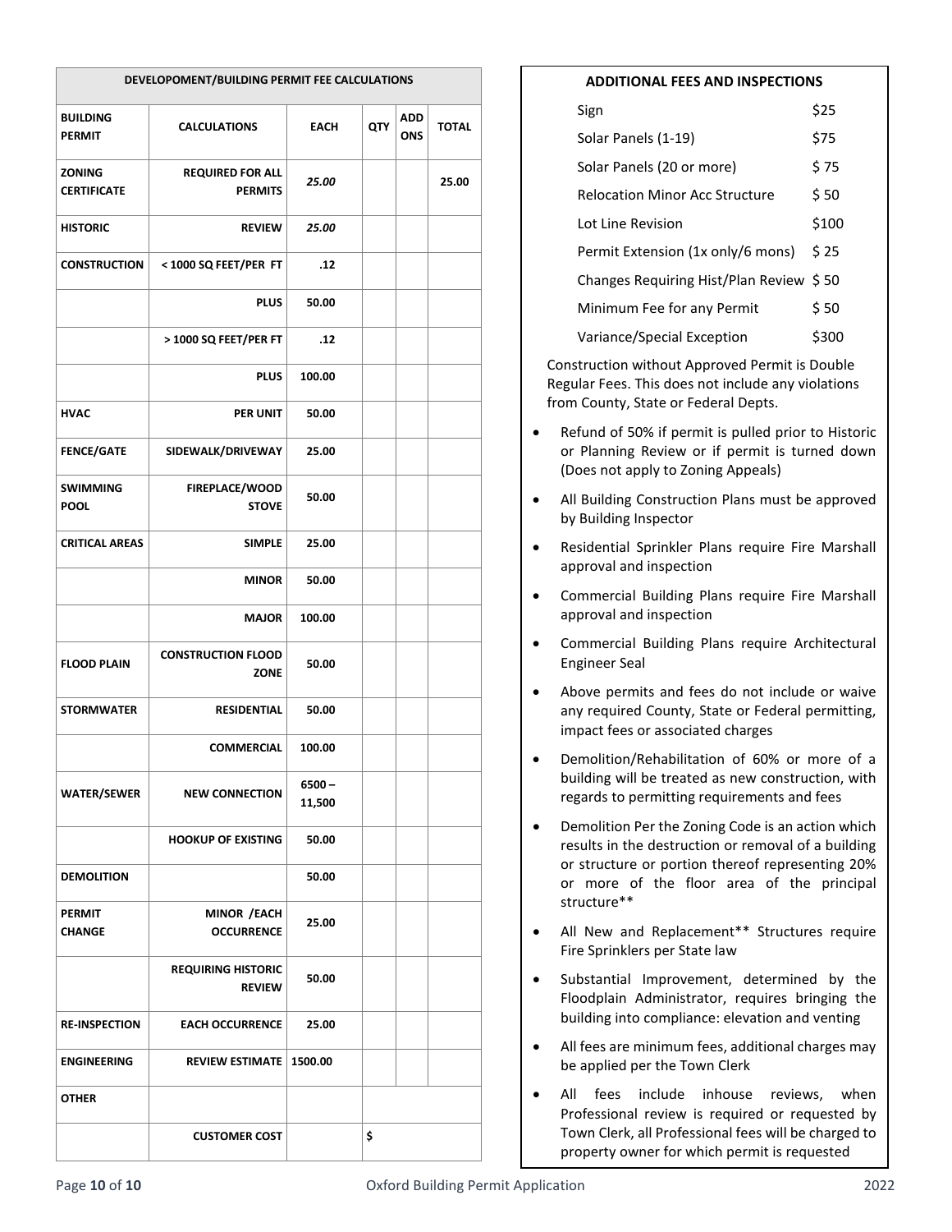| DEVELOPOMENT/BUILDING PERMIT FEE CALCULATIONS | | | | | |
|---|---|---|---|---|---|
| BUILDING PERMIT | CALCULATIONS | EACH | QTY | ADD ONS | TOTAL |
| ZONING CERTIFICATE | REQUIRED FOR ALL PERMITS | *25.00* | | | 25.00 |
| HISTORIC | REVIEW | *25.00* | | | |
| CONSTRUCTION | < 1000 SQ FEET/PER FT | .12 | | | |
| | PLUS | 50.00 | | | |
| | > 1000 SQ FEET/PER FT | .12 | | | |
| | PLUS | 100.00 | | | |
| HVAC | PER UNIT | 50.00 | | | |
| FENCE/GATE | SIDEWALK/DRIVEWAY | 25.00 | | | |
| SWIMMING POOL | FIREPLACE/WOOD STOVE | 50.00 | | | |
| CRITICAL AREAS | SIMPLE | 25.00 | | | |
| | MINOR | 50.00 | | | |
| | MAJOR | 100.00 | | | |
| FLOOD PLAIN | CONSTRUCTION FLOOD ZONE | 50.00 | | | |
| STORMWATER | RESIDENTIAL | 50.00 | | | |
| | COMMERCIAL | 100.00 | | | |
| WATER/SEWER | NEW CONNECTION | 6500 – 11,500 | | | |
| | HOOKUP OF EXISTING | 50.00 | | | |
| DEMOLITION | | 50.00 | | | |
| PERMIT CHANGE | MINOR /EACH OCCURRENCE | 25.00 | | | |
| | REQUIRING HISTORIC REVIEW | 50.00 | | | |
| RE-INSPECTION | EACH OCCURRENCE | 25.00 | | | |
| ENGINEERING | REVIEW ESTIMATE | 1500.00 | | | |
| OTHER | | | | | |
| | CUSTOMER COST | | $ | | |

**ADDITIONAL FEES AND INSPECTIONS**

| | |
|---|---|
| Sign | $25 |
| Solar Panels (1-19) | $75 |
| Solar Panels (20 or more) | $ 75 |
| Relocation Minor Acc Structure | $ 50 |
| Lot Line Revision | $100 |
| Permit Extension (1x only/6 mons) | $ 25 |
| Changes Requiring Hist/Plan Review | $ 50 |
| Minimum Fee for any Permit | $ 50 |
| Variance/Special Exception | $300 |

Construction without Approved Permit is Double Regular Fees. This does not include any violations from County, State or Federal Depts.

- Refund of 50% if permit is pulled prior to Historic or Planning Review or if permit is turned down (Does not apply to Zoning Appeals)
- All Building Construction Plans must be approved by Building Inspector
- Residential Sprinkler Plans require Fire Marshall approval and inspection
- Commercial Building Plans require Fire Marshall approval and inspection
- Commercial Building Plans require Architectural Engineer Seal
- Above permits and fees do not include or waive any required County, State or Federal permitting, impact fees or associated charges
- Demolition/Rehabilitation of 60% or more of a building will be treated as new construction, with regards to permitting requirements and fees
- Demolition Per the Zoning Code is an action which results in the destruction or removal of a building or structure or portion thereof representing 20% or more of the floor area of the principal structure**
- All New and Replacement** Structures require Fire Sprinklers per State law
- Substantial Improvement, determined by the Floodplain Administrator, requires bringing the building into compliance: elevation and venting
- All fees are minimum fees, additional charges may be applied per the Town Clerk
- All fees include inhouse reviews, when Professional review is required or requested by Town Clerk, all Professional fees will be charged to property owner for which permit is requested